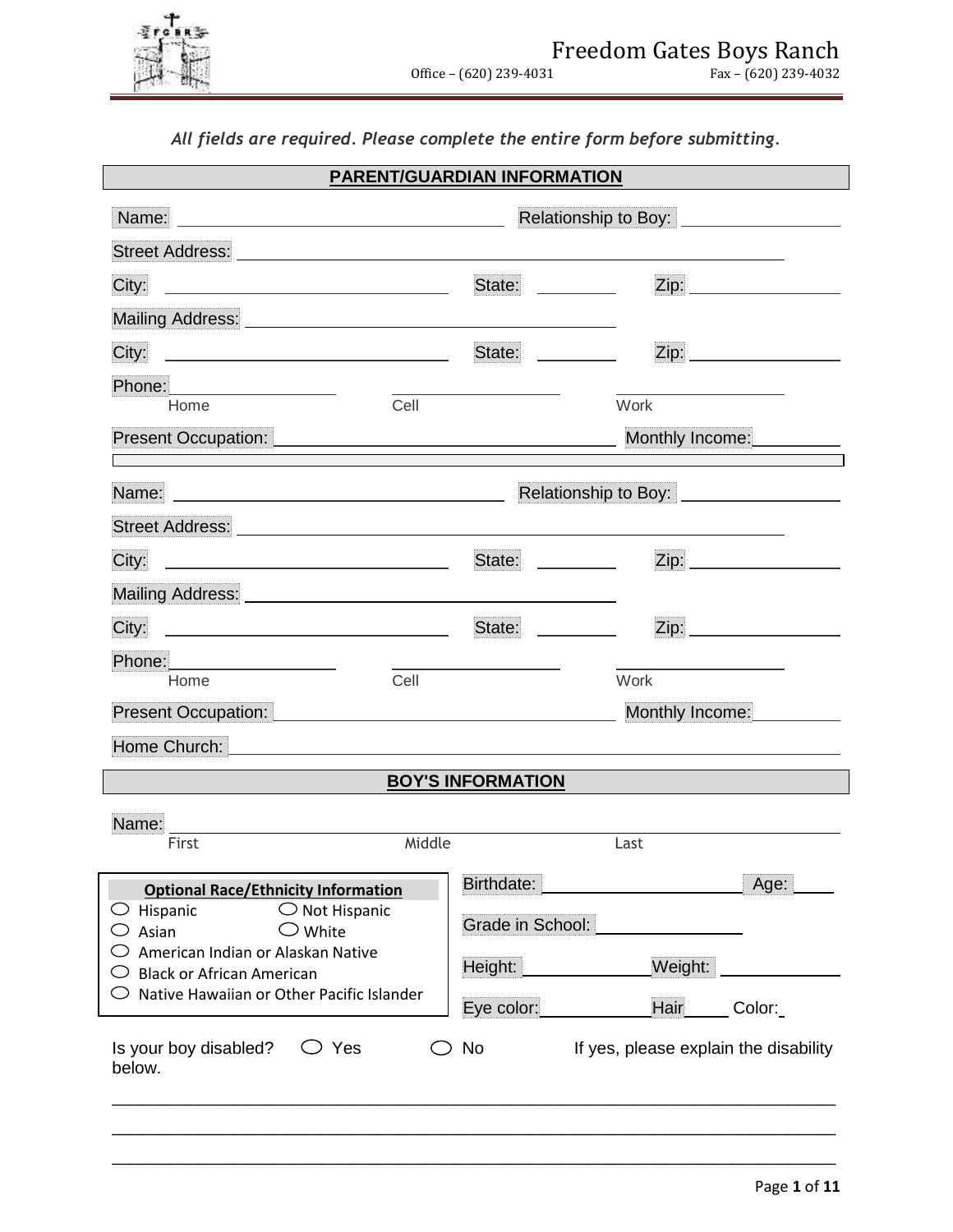# Freedom Gates Boys Ranch

Office – (620) 239-4031 Fax – (620) 239-4032

***All fields are required. Please complete the entire form before submitting.***

## PARENT/GUARDIAN INFORMATION

Name: ______________________ Relationship to Boy: ______________

Street Address: ________________________________________

City: ______________________ State: ________ Zip: ______________

Mailing Address: ______________________________

City: ______________________ State: ________ Zip: ______________

Phone: ______________ ______________ ______________
Home Cell Work

Present Occupation: ______________________ Monthly Income: ________

---

Name: ______________________ Relationship to Boy: ______________

Street Address: ________________________________________

City: ______________________ State: ________ Zip: ______________

Mailing Address: ______________________________

City: ______________________ State: ________ Zip: ______________

Phone: ______________ ______________ ______________
Home Cell Work

Present Occupation: ______________________ Monthly Income: ________

Home Church: ________________________________________

## BOY'S INFORMATION

Name: ________________________________________
First Middle Last

**Optional Race/Ethnicity Information**

- ○ Hispanic ○ Not Hispanic
- ○ Asian ○ White
- ○ American Indian or Alaskan Native
- ○ Black or African American
- ○ Native Hawaiian or Other Pacific Islander

Birthdate: ______________ Age: ____

Grade in School: ______________

Height: ____________ Weight: ____________

Eye color: ____________ Hair Color: ____________

Is your boy disabled? ○ Yes ○ No If yes, please explain the disability below.

________________________________________________________________________

________________________________________________________________________

________________________________________________________________________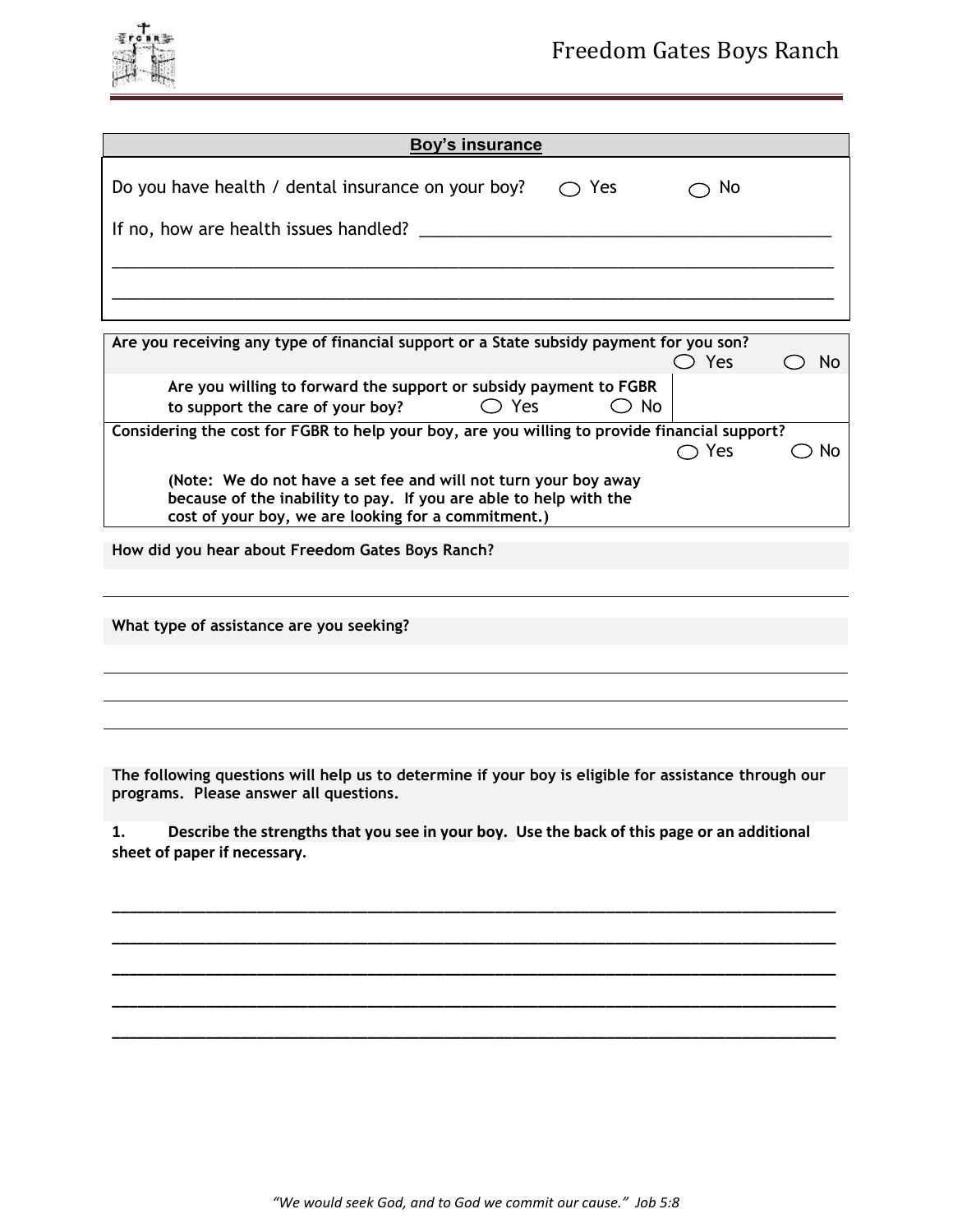## Boy's insurance

Do you have health / dental insurance on your boy? ◯ Yes ◯ No

If no, how are health issues handled? ___________________________________________

_______________________________________________________________________________

_______________________________________________________________________________

**Are you receiving any type of financial support or a State subsidy payment for you son?** ◯ Yes ◯ No

**Are you willing to forward the support or subsidy payment to FGBR to support the care of your boy?** ◯ Yes ◯ No

**Considering the cost for FGBR to help your boy, are you willing to provide financial support?** ◯ Yes ◯ No

**(Note: We do not have a set fee and will not turn your boy away because of the inability to pay. If you are able to help with the cost of your boy, we are looking for a commitment.)**

**How did you hear about Freedom Gates Boys Ranch?**

_______________________________________________________________________________

**What type of assistance are you seeking?**

_______________________________________________________________________________

_______________________________________________________________________________

_______________________________________________________________________________

**The following questions will help us to determine if your boy is eligible for assistance through our programs. Please answer all questions.**

**1. Describe the strengths that you see in your boy. Use the back of this page or an additional sheet of paper if necessary.**

_______________________________________________________________________________

_______________________________________________________________________________

_______________________________________________________________________________

_______________________________________________________________________________

_______________________________________________________________________________

*"We would seek God, and to God we commit our cause." Job 5:8*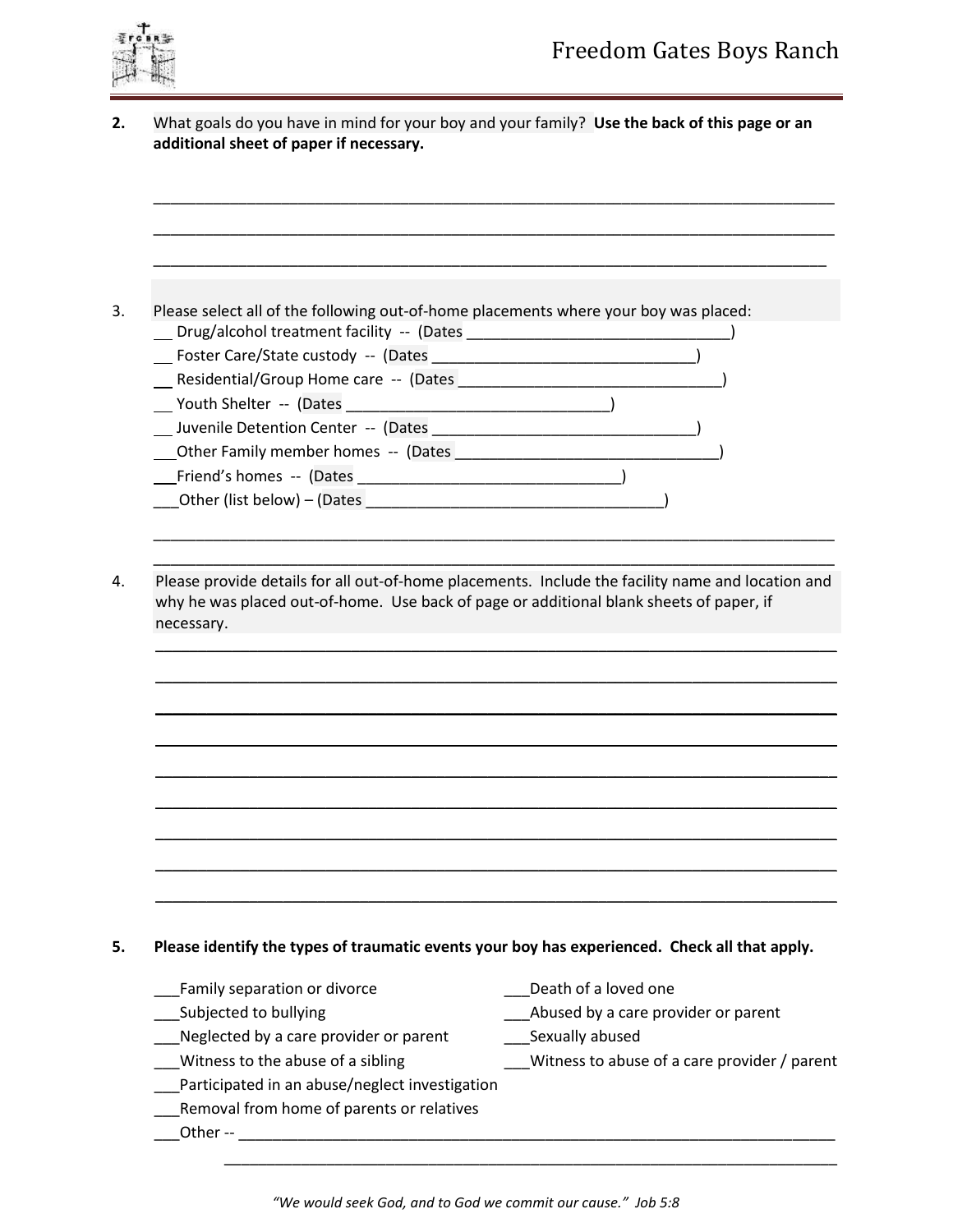**2.** What goals do you have in mind for your boy and your family? **Use the back of this page or an additional sheet of paper if necessary.**

_______________________________________________________________________________

_______________________________________________________________________________

_______________________________________________________________________________

3. Please select all of the following out-of-home placements where your boy was placed:

__ Drug/alcohol treatment facility -- (Dates ________________________________)

__ Foster Care/State custody -- (Dates ________________________________)

__ Residential/Group Home care -- (Dates ________________________________)

__ Youth Shelter -- (Dates ________________________________)

__ Juvenile Detention Center -- (Dates ________________________________)

___Other Family member homes -- (Dates ________________________________)

___Friend's homes -- (Dates ________________________________)

___Other (list below) – (Dates ____________________________________)

_______________________________________________________________________________

_______________________________________________________________________________

4. Please provide details for all out-of-home placements. Include the facility name and location and why he was placed out-of-home. Use back of page or additional blank sheets of paper, if necessary.

_______________________________________________________________________________

_______________________________________________________________________________

_______________________________________________________________________________

_______________________________________________________________________________

_______________________________________________________________________________

_______________________________________________________________________________

_______________________________________________________________________________

_______________________________________________________________________________

_______________________________________________________________________________

**5. Please identify the types of traumatic events your boy has experienced. Check all that apply.**

___Family separation or divorce

___Subjected to bullying

___Neglected by a care provider or parent

___Witness to the abuse of a sibling

___Participated in an abuse/neglect investigation

___Removal from home of parents or relatives

___Death of a loved one

___Abused by a care provider or parent

___Sexually abused

___Witness to abuse of a care provider / parent

___Other -- ___________________________________________________________________________

___________________________________________________________________________

*"We would seek God, and to God we commit our cause." Job 5:8*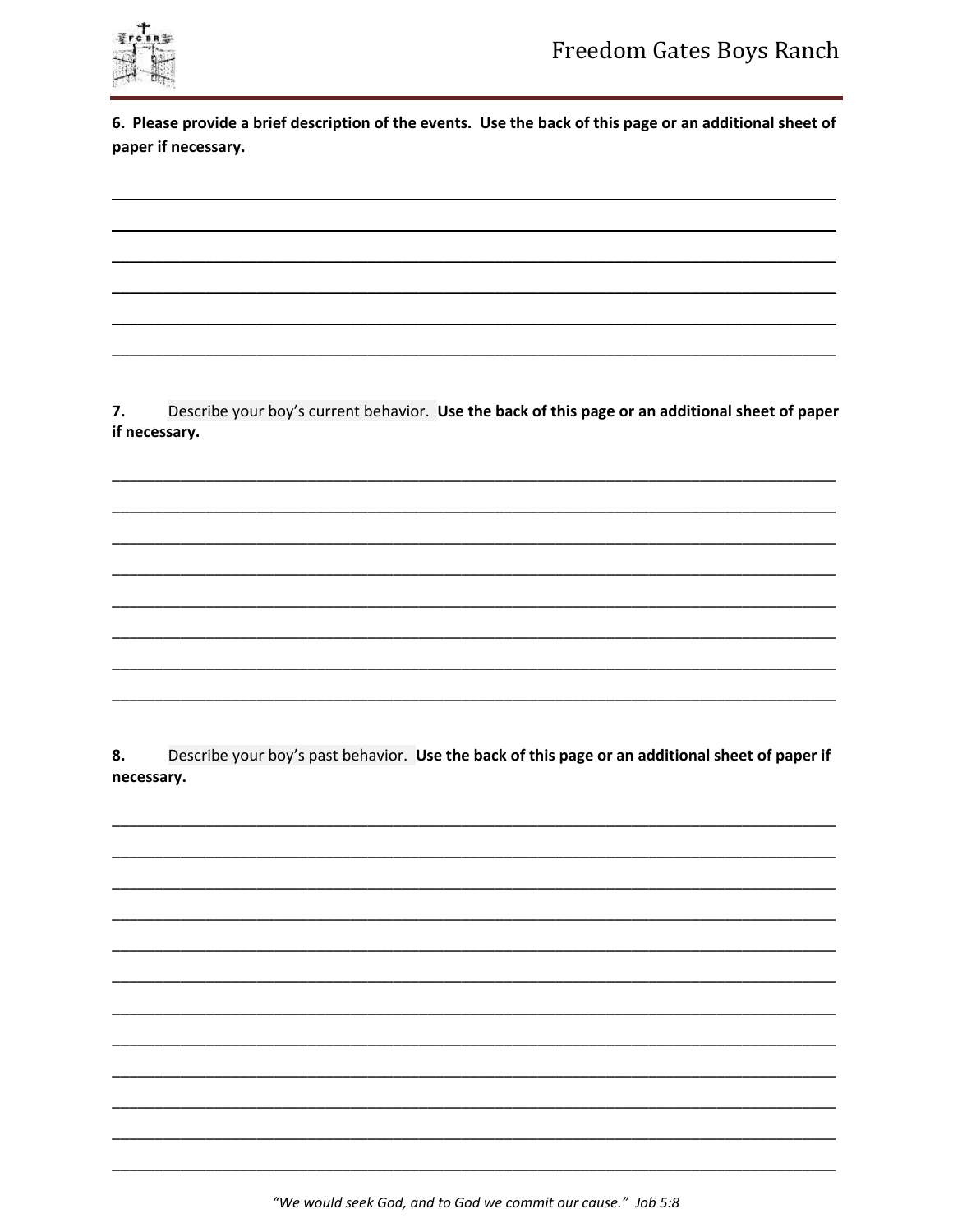**6. Please provide a brief description of the events. Use the back of this page or an additional sheet of paper if necessary.**

______________________________________________________________________________

______________________________________________________________________________

______________________________________________________________________________

______________________________________________________________________________

______________________________________________________________________________

______________________________________________________________________________

**7.** Describe your boy's current behavior. **Use the back of this page or an additional sheet of paper if necessary.**

______________________________________________________________________________

______________________________________________________________________________

______________________________________________________________________________

______________________________________________________________________________

______________________________________________________________________________

______________________________________________________________________________

______________________________________________________________________________

______________________________________________________________________________

**8.** Describe your boy's past behavior. **Use the back of this page or an additional sheet of paper if necessary.**

______________________________________________________________________________

______________________________________________________________________________

______________________________________________________________________________

______________________________________________________________________________

______________________________________________________________________________

______________________________________________________________________________

______________________________________________________________________________

______________________________________________________________________________

______________________________________________________________________________

______________________________________________________________________________

______________________________________________________________________________

______________________________________________________________________________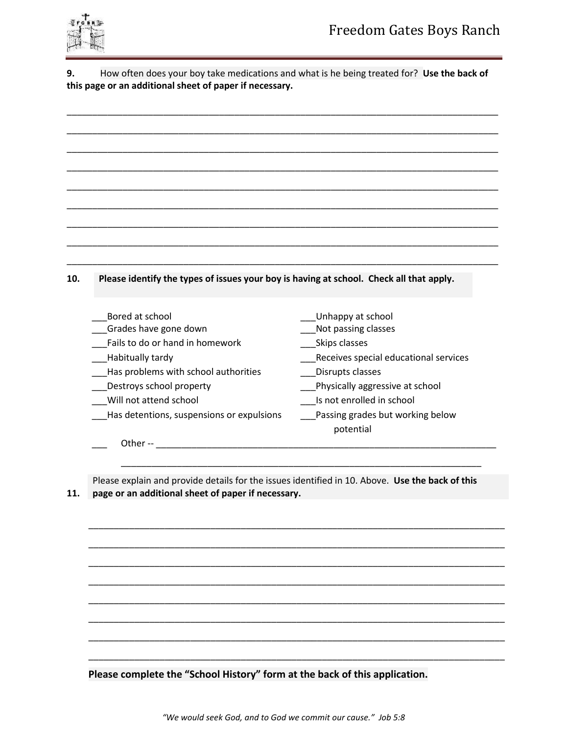**9.** How often does your boy take medications and what is he being treated for? **Use the back of this page or an additional sheet of paper if necessary.**

_______________________________________________________________________________

_______________________________________________________________________________

_______________________________________________________________________________

_______________________________________________________________________________

_______________________________________________________________________________

_______________________________________________________________________________

_______________________________________________________________________________

_______________________________________________________________________________

_______________________________________________________________________________

**10. Please identify the types of issues your boy is having at school. Check all that apply.**

___Bored at school
___Grades have gone down
___Fails to do or hand in homework
___Habitually tardy
___Has problems with school authorities
___Destroys school property
___Will not attend school
___Has detentions, suspensions or expulsions
___Unhappy at school
___Not passing classes
___Skips classes
___Receives special educational services
___Disrupts classes
___Physically aggressive at school
___Is not enrolled in school
___Passing grades but working below potential
___ Other -- _______________________________________________________________

_______________________________________________________________________________

**11.** Please explain and provide details for the issues identified in 10. Above. **Use the back of this page or an additional sheet of paper if necessary.**

_______________________________________________________________________________

_______________________________________________________________________________

_______________________________________________________________________________

_______________________________________________________________________________

_______________________________________________________________________________

_______________________________________________________________________________

_______________________________________________________________________________

_______________________________________________________________________________

**Please complete the "School History" form at the back of this application.**

*"We would seek God, and to God we commit our cause." Job 5:8*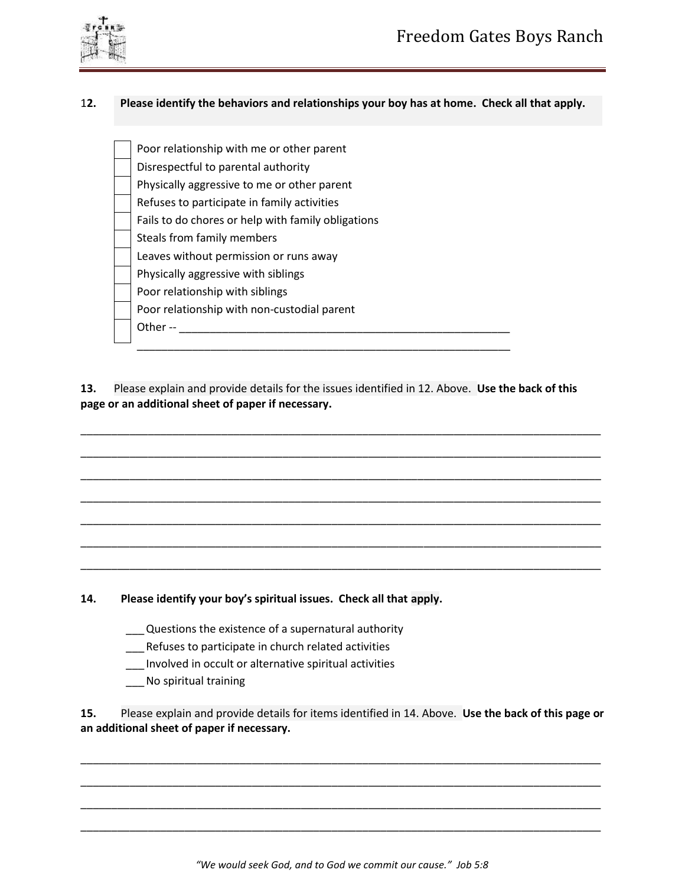**12. Please identify the behaviors and relationships your boy has at home. Check all that apply.**

- [ ] Poor relationship with me or other parent
- [ ] Disrespectful to parental authority
- [ ] Physically aggressive to me or other parent
- [ ] Refuses to participate in family activities
- [ ] Fails to do chores or help with family obligations
- [ ] Steals from family members
- [ ] Leaves without permission or runs away
- [ ] Physically aggressive with siblings
- [ ] Poor relationship with siblings
- [ ] Poor relationship with non-custodial parent
- [ ] Other -- ________________________________________________________
  ________________________________________________________________

**13.** Please explain and provide details for the issues identified in 12. Above. **Use the back of this page or an additional sheet of paper if necessary.**

_____________________________________________________________________________________

_____________________________________________________________________________________

_____________________________________________________________________________________

_____________________________________________________________________________________

_____________________________________________________________________________________

_____________________________________________________________________________________

_____________________________________________________________________________________

**14. Please identify your boy's spiritual issues. Check all that apply.**

___ Questions the existence of a supernatural authority
___ Refuses to participate in church related activities
___ Involved in occult or alternative spiritual activities
___ No spiritual training

**15.** Please explain and provide details for items identified in 14. Above. **Use the back of this page or an additional sheet of paper if necessary.**

_____________________________________________________________________________________

_____________________________________________________________________________________

_____________________________________________________________________________________

_____________________________________________________________________________________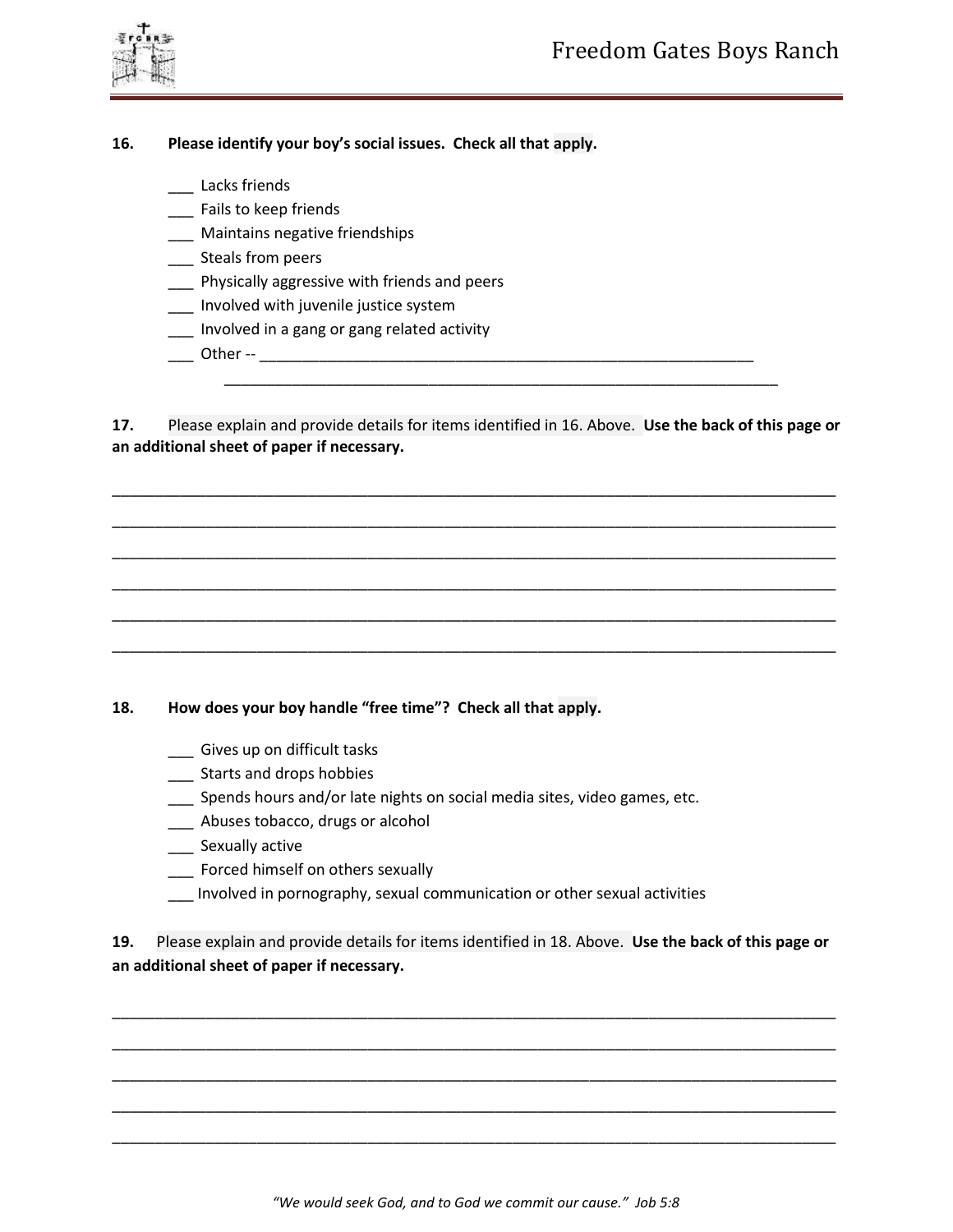**16. Please identify your boy's social issues. Check all that apply.**

___ Lacks friends
___ Fails to keep friends
___ Maintains negative friendships
___ Steals from peers
___ Physically aggressive with friends and peers
___ Involved with juvenile justice system
___ Involved in a gang or gang related activity
___ Other -- ____________________________________________________________
____________________________________________________________________

**17.** Please explain and provide details for items identified in 16. Above. **Use the back of this page or an additional sheet of paper if necessary.**

________________________________________________________________________________________
________________________________________________________________________________________
________________________________________________________________________________________
________________________________________________________________________________________
________________________________________________________________________________________
________________________________________________________________________________________

**18. How does your boy handle "free time"? Check all that apply.**

___ Gives up on difficult tasks
___ Starts and drops hobbies
___ Spends hours and/or late nights on social media sites, video games, etc.
___ Abuses tobacco, drugs or alcohol
___ Sexually active
___ Forced himself on others sexually
___ Involved in pornography, sexual communication or other sexual activities

**19.** Please explain and provide details for items identified in 18. Above. **Use the back of this page or an additional sheet of paper if necessary.**

________________________________________________________________________________________
________________________________________________________________________________________
________________________________________________________________________________________
________________________________________________________________________________________
________________________________________________________________________________________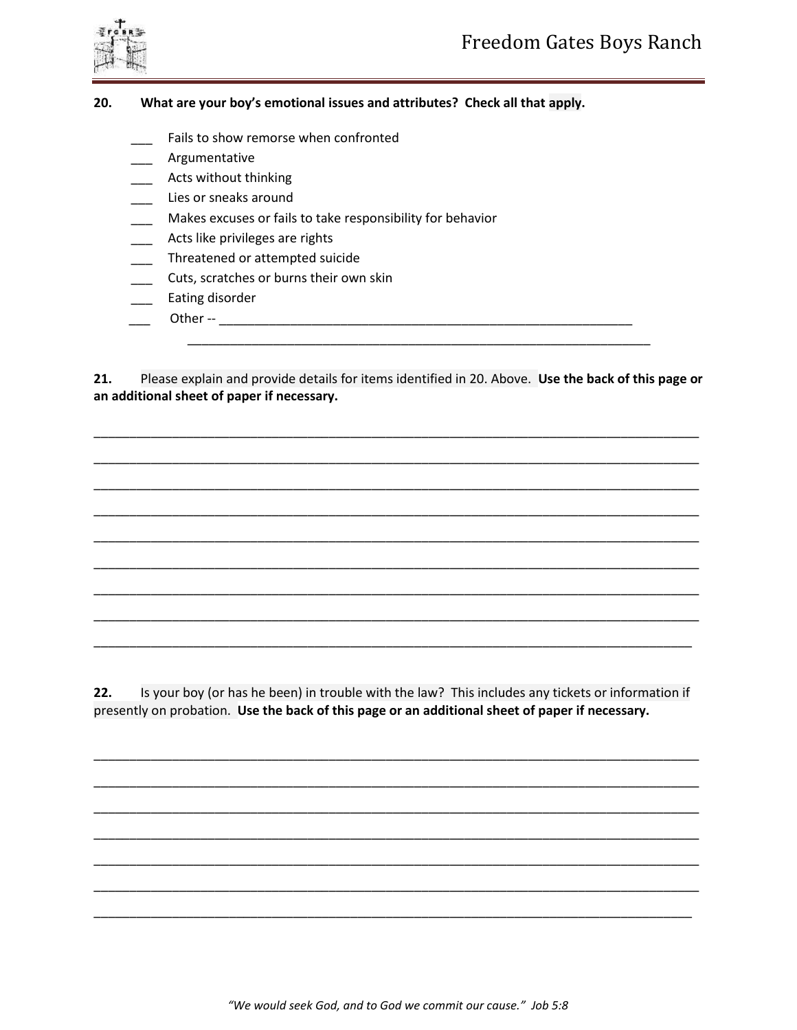**20. What are your boy's emotional issues and attributes? Check all that apply.**

___ Fails to show remorse when confronted
___ Argumentative
___ Acts without thinking
___ Lies or sneaks around
___ Makes excuses or fails to take responsibility for behavior
___ Acts like privileges are rights
___ Threatened or attempted suicide
___ Cuts, scratches or burns their own skin
___ Eating disorder
___ Other -- ____________________________________________________________
______________________________________________________________________

**21.** Please explain and provide details for items identified in 20. Above. **Use the back of this page or an additional sheet of paper if necessary.**

______________________________________________________________________
______________________________________________________________________
______________________________________________________________________
______________________________________________________________________
______________________________________________________________________
______________________________________________________________________
______________________________________________________________________
______________________________________________________________________
______________________________________________________________________

**22.** Is your boy (or has he been) in trouble with the law? This includes any tickets or information if presently on probation. **Use the back of this page or an additional sheet of paper if necessary.**

______________________________________________________________________
______________________________________________________________________
______________________________________________________________________
______________________________________________________________________
______________________________________________________________________
______________________________________________________________________
______________________________________________________________________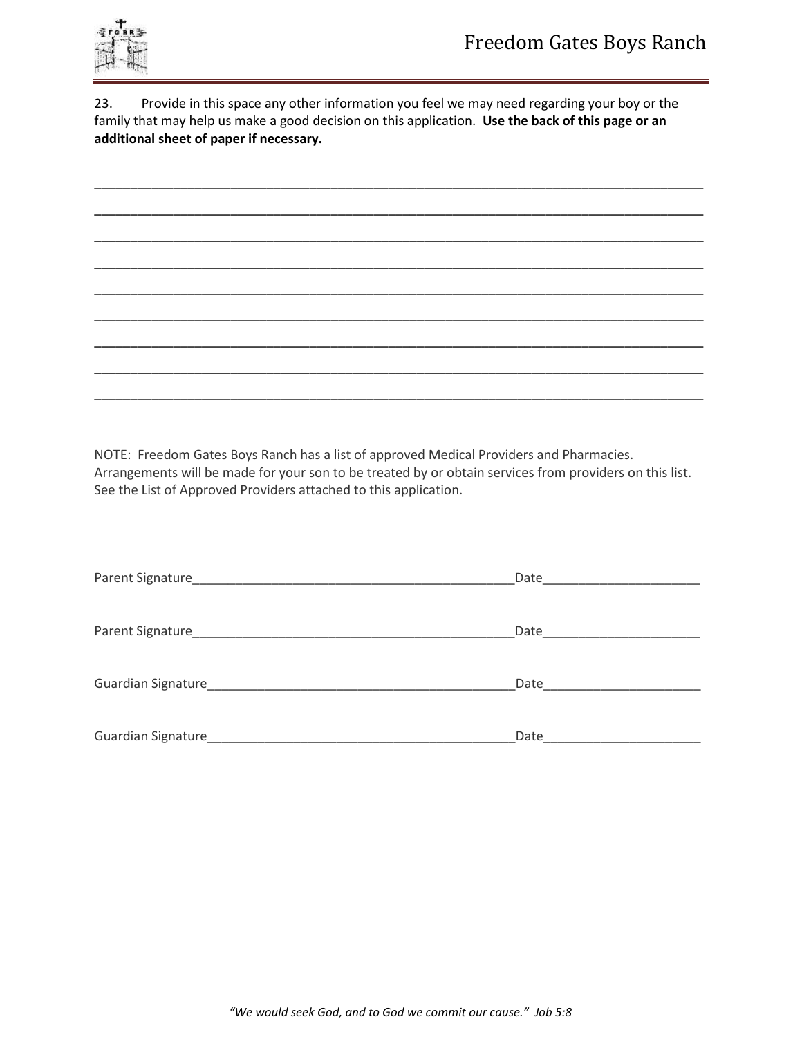23. Provide in this space any other information you feel we may need regarding your boy or the family that may help us make a good decision on this application. **Use the back of this page or an additional sheet of paper if necessary.**

_______________________________________________________________________________

_______________________________________________________________________________

_______________________________________________________________________________

_______________________________________________________________________________

_______________________________________________________________________________

_______________________________________________________________________________

_______________________________________________________________________________

_______________________________________________________________________________

_______________________________________________________________________________

NOTE: Freedom Gates Boys Ranch has a list of approved Medical Providers and Pharmacies. Arrangements will be made for your son to be treated by or obtain services from providers on this list. See the List of Approved Providers attached to this application.

Parent Signature_____________________________________________Date______________________

Parent Signature_____________________________________________Date______________________

Guardian Signature___________________________________________Date______________________

Guardian Signature___________________________________________Date______________________

*"We would seek God, and to God we commit our cause." Job 5:8*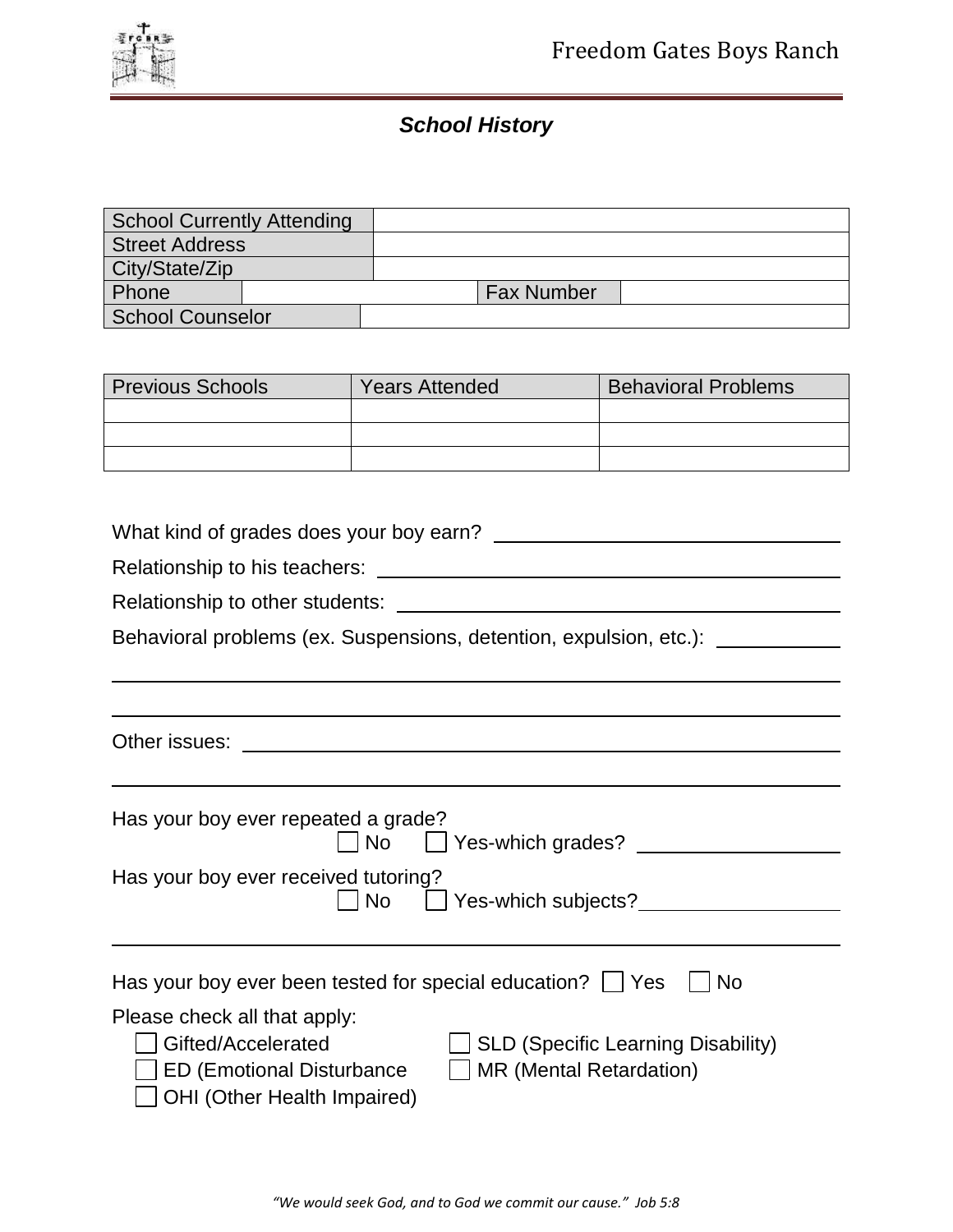## *School History*

| School Currently Attending | | | |
|---|---|---|---|
| Street Address | | | |
| City/State/Zip | | | |
| Phone | | Fax Number | |
| School Counselor | | | |

| Previous Schools | Years Attended | Behavioral Problems |
|---|---|---|
| | | |
| | | |
| | | |

What kind of grades does your boy earn? ______________________________

Relationship to his teachers: ______________________________

Relationship to other students: ______________________________

Behavioral problems (ex. Suspensions, detention, expulsion, etc.): ___________

______________________________________________________________________

______________________________________________________________________

Other issues: ______________________________________________________________

______________________________________________________________________

Has your boy ever repeated a grade?
☐ No ☐ Yes-which grades? __________________

Has your boy ever received tutoring?
☐ No ☐ Yes-which subjects? __________________

______________________________________________________________________

Has your boy ever been tested for special education? ☐ Yes ☐ No

Please check all that apply:

☐ Gifted/Accelerated ☐ SLD (Specific Learning Disability)
☐ ED (Emotional Disturbance ☐ MR (Mental Retardation)
☐ OHI (Other Health Impaired)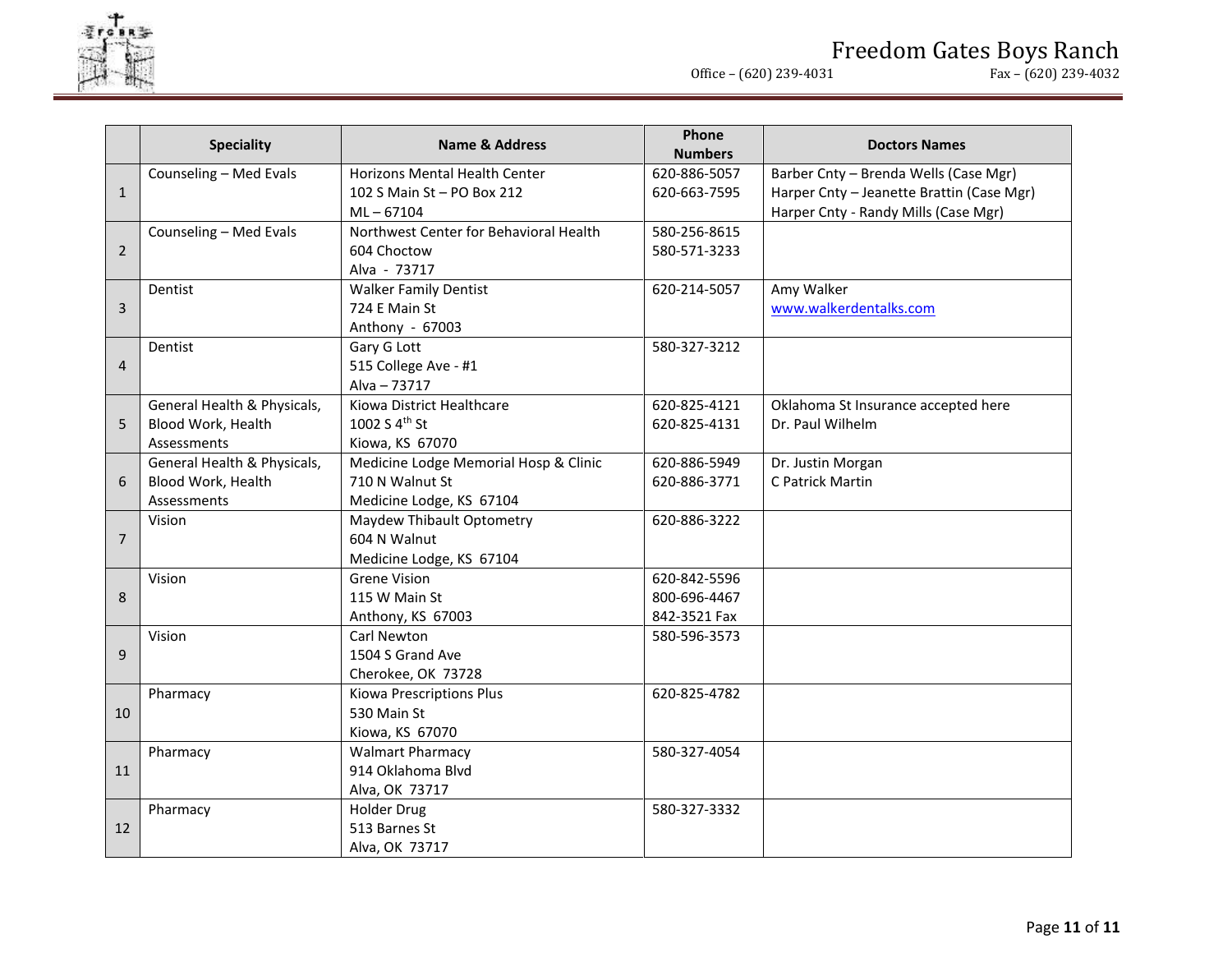| | Speciality | Name & Address | Phone Numbers | Doctors Names |
|---|---|---|---|---|
| 1 | Counseling – Med Evals | Horizons Mental Health Center<br>102 S Main St – PO Box 212<br>ML – 67104 | 620-886-5057<br>620-663-7595 | Barber Cnty – Brenda Wells (Case Mgr)<br>Harper Cnty – Jeanette Brattin (Case Mgr)<br>Harper Cnty - Randy Mills (Case Mgr) |
| 2 | Counseling – Med Evals | Northwest Center for Behavioral Health<br>604 Choctow<br>Alva - 73717 | 580-256-8615<br>580-571-3233 | |
| 3 | Dentist | Walker Family Dentist<br>724 E Main St<br>Anthony - 67003 | 620-214-5057 | Amy Walker<br>www.walkerdentalks.com |
| 4 | Dentist | Gary G Lott<br>515 College Ave - #1<br>Alva – 73717 | 580-327-3212 | |
| 5 | General Health & Physicals, Blood Work, Health Assessments | Kiowa District Healthcare<br>1002 S 4th St<br>Kiowa, KS 67070 | 620-825-4121<br>620-825-4131 | Oklahoma St Insurance accepted here<br>Dr. Paul Wilhelm |
| 6 | General Health & Physicals, Blood Work, Health Assessments | Medicine Lodge Memorial Hosp & Clinic<br>710 N Walnut St<br>Medicine Lodge, KS 67104 | 620-886-5949<br>620-886-3771 | Dr. Justin Morgan<br>C Patrick Martin |
| 7 | Vision | Maydew Thibault Optometry<br>604 N Walnut<br>Medicine Lodge, KS 67104 | 620-886-3222 | |
| 8 | Vision | Grene Vision<br>115 W Main St<br>Anthony, KS 67003 | 620-842-5596<br>800-696-4467<br>842-3521 Fax | |
| 9 | Vision | Carl Newton<br>1504 S Grand Ave<br>Cherokee, OK 73728 | 580-596-3573 | |
| 10 | Pharmacy | Kiowa Prescriptions Plus<br>530 Main St<br>Kiowa, KS 67070 | 620-825-4782 | |
| 11 | Pharmacy | Walmart Pharmacy<br>914 Oklahoma Blvd<br>Alva, OK 73717 | 580-327-4054 | |
| 12 | Pharmacy | Holder Drug<br>513 Barnes St<br>Alva, OK 73717 | 580-327-3332 | |